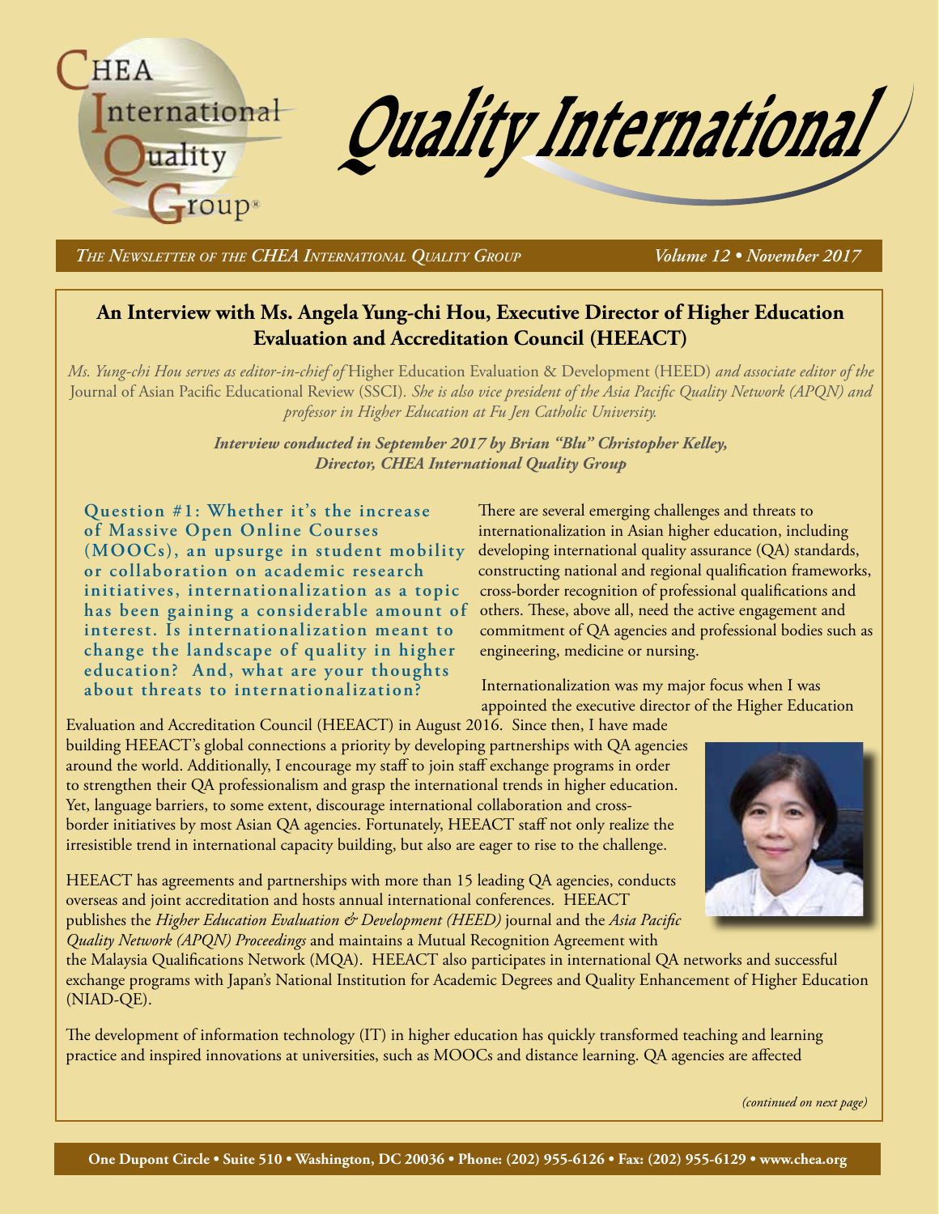# Quality International

*The Newsletter of the CHEA International Quality Group* — *Volume 12 • November 2017*

## An Interview with Ms. Angela Yung-chi Hou, Executive Director of Higher Education Evaluation and Accreditation Council (HEEACT)

*Ms. Yung-chi Hou serves as editor-in-chief of* Higher Education Evaluation & Development (HEED) *and associate editor of the* Journal of Asian Pacific Educational Review (SSCI). *She is also vice president of the Asia Pacific Quality Network (APQN) and professor in Higher Education at Fu Jen Catholic University.*

***Interview conducted in September 2017 by Brian "Blu" Christopher Kelley, Director, CHEA International Quality Group***

**Question #1: Whether it's the increase of Massive Open Online Courses (MOOCs), an upsurge in student mobility or collaboration on academic research initiatives, internationalization as a topic has been gaining a considerable amount of interest. Is internationalization meant to change the landscape of quality in higher education? And, what are your thoughts about threats to internationalization?**

There are several emerging challenges and threats to internationalization in Asian higher education, including developing international quality assurance (QA) standards, constructing national and regional qualification frameworks, cross-border recognition of professional qualifications and others. These, above all, need the active engagement and commitment of QA agencies and professional bodies such as engineering, medicine or nursing.

Internationalization was my major focus when I was appointed the executive director of the Higher Education Evaluation and Accreditation Council (HEEACT) in August 2016. Since then, I have made building HEEACT's global connections a priority by developing partnerships with QA agencies around the world. Additionally, I encourage my staff to join staff exchange programs in order to strengthen their QA professionalism and grasp the international trends in higher education. Yet, language barriers, to some extent, discourage international collaboration and cross-border initiatives by most Asian QA agencies. Fortunately, HEEACT staff not only realize the irresistible trend in international capacity building, but also are eager to rise to the challenge.

HEEACT has agreements and partnerships with more than 15 leading QA agencies, conducts overseas and joint accreditation and hosts annual international conferences. HEEACT publishes the *Higher Education Evaluation & Development (HEED)* journal and the *Asia Pacific Quality Network (APQN) Proceedings* and maintains a Mutual Recognition Agreement with the Malaysia Qualifications Network (MQA). HEEACT also participates in international QA networks and successful exchange programs with Japan's National Institution for Academic Degrees and Quality Enhancement of Higher Education (NIAD-QE).

The development of information technology (IT) in higher education has quickly transformed teaching and learning practice and inspired innovations at universities, such as MOOCs and distance learning. QA agencies are affected

*(continued on next page)*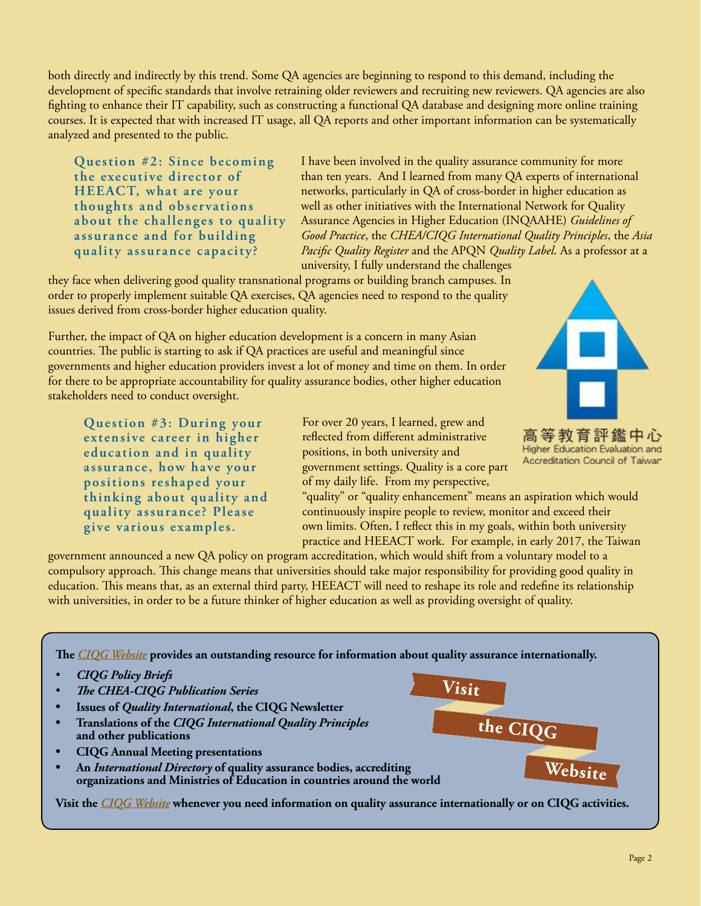both directly and indirectly by this trend. Some QA agencies are beginning to respond to this demand, including the development of specific standards that involve retraining older reviewers and recruiting new reviewers. QA agencies are also fighting to enhance their IT capability, such as constructing a functional QA database and designing more online training courses. It is expected that with increased IT usage, all QA reports and other important information can be systematically analyzed and presented to the public.

**Question #2: Since becoming the executive director of HEEACT, what are your thoughts and observations about the challenges to quality assurance and for building quality assurance capacity?**

I have been involved in the quality assurance community for more than ten years. And I learned from many QA experts of international networks, particularly in QA of cross-border in higher education as well as other initiatives with the International Network for Quality Assurance Agencies in Higher Education (INQAAHE) *Guidelines of Good Practice*, the *CHEA/CIQG International Quality Principles*, the *Asia Pacific Quality Register* and the APQN *Quality Label*. As a professor at a university, I fully understand the challenges they face when delivering good quality transnational programs or building branch campuses. In order to properly implement suitable QA exercises, QA agencies need to respond to the quality issues derived from cross-border higher education quality.

Further, the impact of QA on higher education development is a concern in many Asian countries. The public is starting to ask if QA practices are useful and meaningful since governments and higher education providers invest a lot of money and time on them. In order for there to be appropriate accountability for quality assurance bodies, other higher education stakeholders need to conduct oversight.

高等教育評鑑中心
Higher Education Evaluation and Accreditation Council of Taiwan

**Question #3: During your extensive career in higher education and in quality assurance, how have your positions reshaped your thinking about quality and quality assurance? Please give various examples.**

For over 20 years, I learned, grew and reflected from different administrative positions, in both university and government settings. Quality is a core part of my daily life. From my perspective, "quality" or "quality enhancement" means an aspiration which would continuously inspire people to review, monitor and exceed their own limits. Often, I reflect this in my goals, within both university practice and HEEACT work. For example, in early 2017, the Taiwan government announced a new QA policy on program accreditation, which would shift from a voluntary model to a compulsory approach. This change means that universities should take major responsibility for providing good quality in education. This means that, as an external third party, HEEACT will need to reshape its role and redefine its relationship with universities, in order to be a future thinker of higher education as well as providing oversight of quality.

---

**The *CIQG Website* provides an outstanding resource for information about quality assurance internationally.**

- ***CIQG Policy Briefs***
- ***The CHEA-CIQG Publication Series***
- **Issues of *Quality International*, the CIQG Newsletter**
- **Translations of the *CIQG International Quality Principles* and other publications**
- **CIQG Annual Meeting presentations**
- **An *International Directory* of quality assurance bodies, accrediting organizations and Ministries of Education in countries around the world**

**Visit the CIQG Website**

**Visit the *CIQG Website* whenever you need information on quality assurance internationally or on CIQG activities.**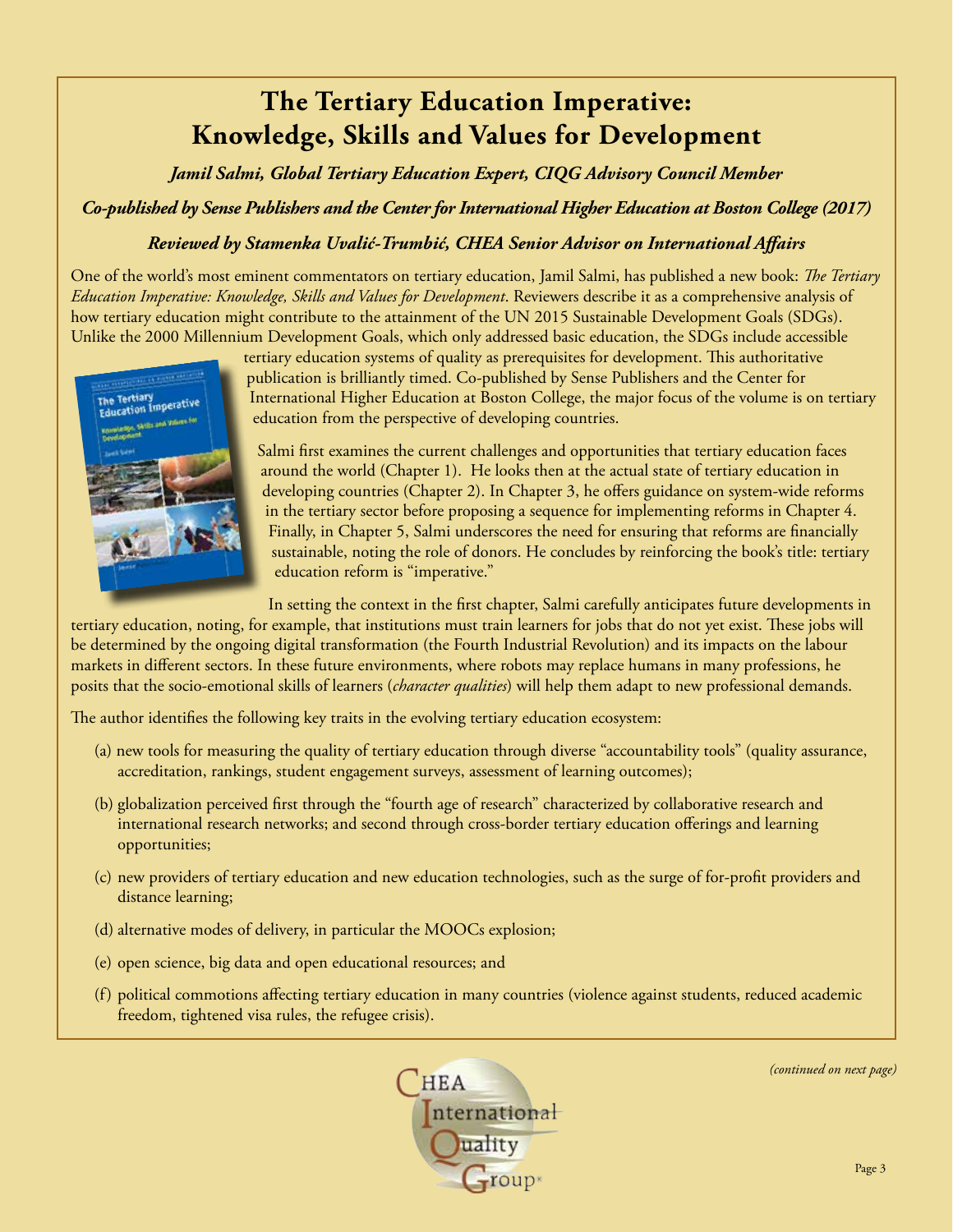# The Tertiary Education Imperative: Knowledge, Skills and Values for Development

***Jamil Salmi, Global Tertiary Education Expert, CIQG Advisory Council Member***

***Co-published by Sense Publishers and the Center for International Higher Education at Boston College (2017)***

***Reviewed by Stamenka Uvalić-Trumbić, CHEA Senior Advisor on International Affairs***

One of the world's most eminent commentators on tertiary education, Jamil Salmi, has published a new book: *The Tertiary Education Imperative: Knowledge, Skills and Values for Development*. Reviewers describe it as a comprehensive analysis of how tertiary education might contribute to the attainment of the UN 2015 Sustainable Development Goals (SDGs). Unlike the 2000 Millennium Development Goals, which only addressed basic education, the SDGs include accessible tertiary education systems of quality as prerequisites for development. This authoritative publication is brilliantly timed. Co-published by Sense Publishers and the Center for International Higher Education at Boston College, the major focus of the volume is on tertiary education from the perspective of developing countries.

Salmi first examines the current challenges and opportunities that tertiary education faces around the world (Chapter 1). He looks then at the actual state of tertiary education in developing countries (Chapter 2). In Chapter 3, he offers guidance on system-wide reforms in the tertiary sector before proposing a sequence for implementing reforms in Chapter 4. Finally, in Chapter 5, Salmi underscores the need for ensuring that reforms are financially sustainable, noting the role of donors. He concludes by reinforcing the book's title: tertiary education reform is "imperative."

In setting the context in the first chapter, Salmi carefully anticipates future developments in tertiary education, noting, for example, that institutions must train learners for jobs that do not yet exist. These jobs will be determined by the ongoing digital transformation (the Fourth Industrial Revolution) and its impacts on the labour markets in different sectors. In these future environments, where robots may replace humans in many professions, he posits that the socio-emotional skills of learners (*character qualities*) will help them adapt to new professional demands.

The author identifies the following key traits in the evolving tertiary education ecosystem:

(a) new tools for measuring the quality of tertiary education through diverse "accountability tools" (quality assurance, accreditation, rankings, student engagement surveys, assessment of learning outcomes);

(b) globalization perceived first through the "fourth age of research" characterized by collaborative research and international research networks; and second through cross-border tertiary education offerings and learning opportunities;

(c) new providers of tertiary education and new education technologies, such as the surge of for-profit providers and distance learning;

(d) alternative modes of delivery, in particular the MOOCs explosion;

(e) open science, big data and open educational resources; and

(f) political commotions affecting tertiary education in many countries (violence against students, reduced academic freedom, tightened visa rules, the refugee crisis).

*(continued on next page)*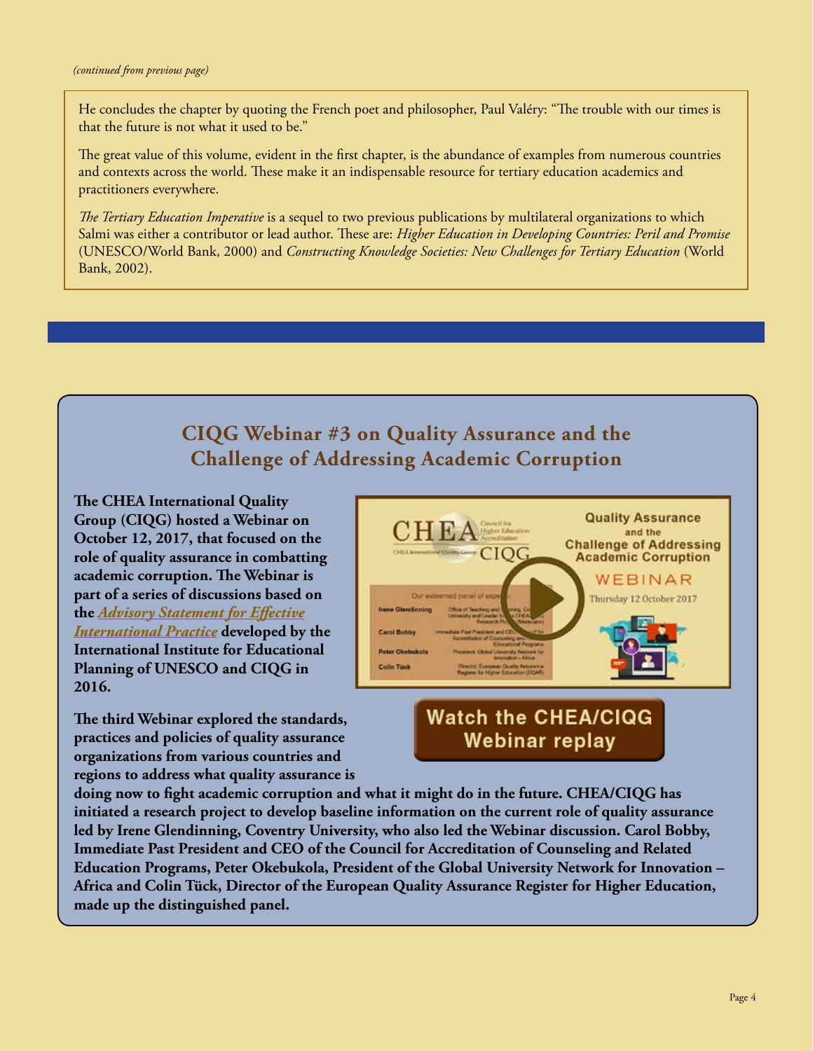*(continued from previous page)*

He concludes the chapter by quoting the French poet and philosopher, Paul Valéry: "The trouble with our times is that the future is not what it used to be."

The great value of this volume, evident in the first chapter, is the abundance of examples from numerous countries and contexts across the world. These make it an indispensable resource for tertiary education academics and practitioners everywhere.

*The Tertiary Education Imperative* is a sequel to two previous publications by multilateral organizations to which Salmi was either a contributor or lead author. These are: *Higher Education in Developing Countries: Peril and Promise* (UNESCO/World Bank, 2000) and *Constructing Knowledge Societies: New Challenges for Tertiary Education* (World Bank, 2002).

## CIQG Webinar #3 on Quality Assurance and the Challenge of Addressing Academic Corruption

**The CHEA International Quality Group (CIQG) hosted a Webinar on October 12, 2017, that focused on the role of quality assurance in combatting academic corruption. The Webinar is part of a series of discussions based on the *Advisory Statement for Effective International Practice* developed by the International Institute for Educational Planning of UNESCO and CIQG in 2016.**

**Watch the CHEA/CIQG Webinar replay**

**The third Webinar explored the standards, practices and policies of quality assurance organizations from various countries and regions to address what quality assurance is doing now to fight academic corruption and what it might do in the future. CHEA/CIQG has initiated a research project to develop baseline information on the current role of quality assurance led by Irene Glendinning, Coventry University, who also led the Webinar discussion. Carol Bobby, Immediate Past President and CEO of the Council for Accreditation of Counseling and Related Education Programs, Peter Okebukola, President of the Global University Network for Innovation – Africa and Colin Tück, Director of the European Quality Assurance Register for Higher Education, made up the distinguished panel.**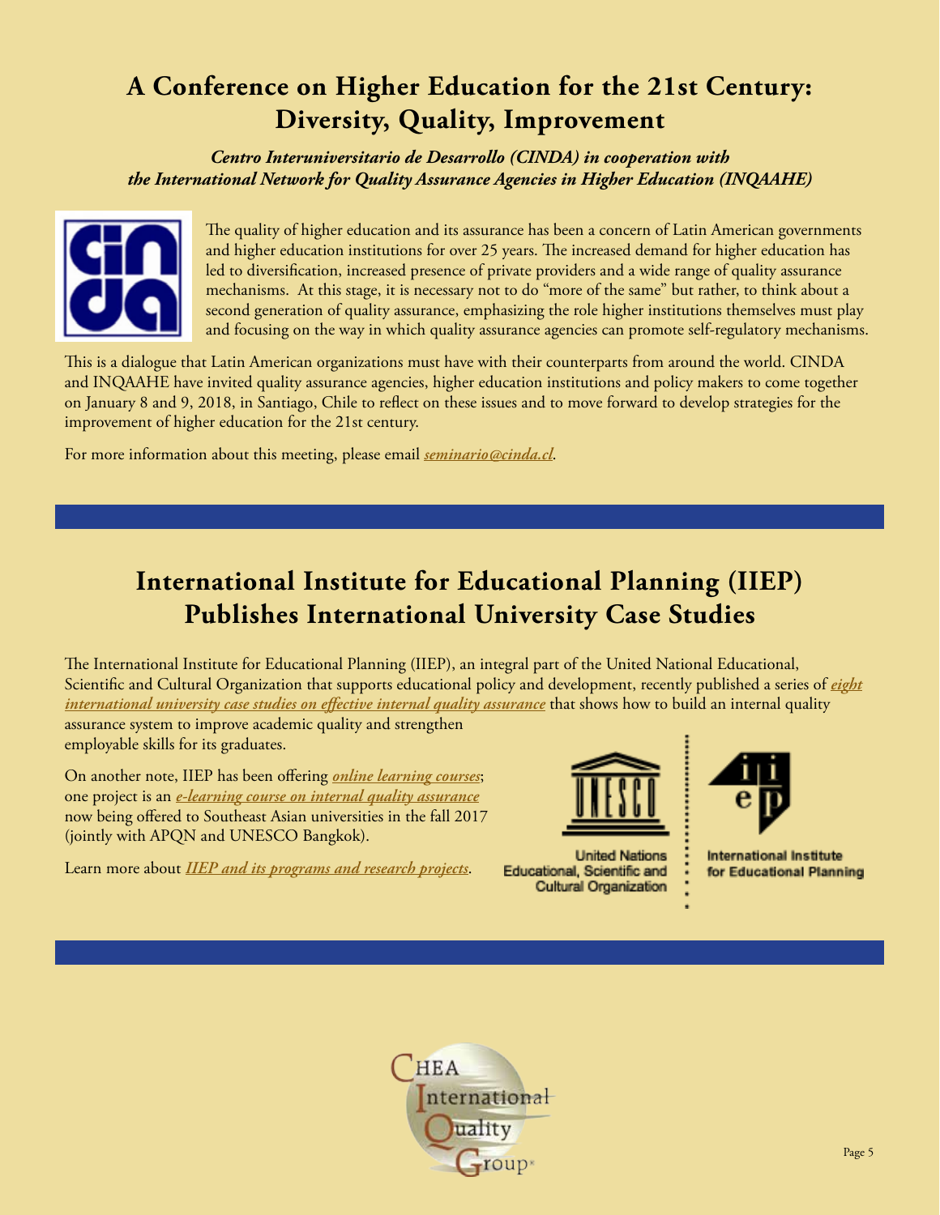# A Conference on Higher Education for the 21st Century: Diversity, Quality, Improvement

***Centro Interuniversitario de Desarrollo (CINDA) in cooperation with the International Network for Quality Assurance Agencies in Higher Education (INQAAHE)***

The quality of higher education and its assurance has been a concern of Latin American governments and higher education institutions for over 25 years. The increased demand for higher education has led to diversification, increased presence of private providers and a wide range of quality assurance mechanisms. At this stage, it is necessary not to do "more of the same" but rather, to think about a second generation of quality assurance, emphasizing the role higher institutions themselves must play and focusing on the way in which quality assurance agencies can promote self-regulatory mechanisms.

This is a dialogue that Latin American organizations must have with their counterparts from around the world. CINDA and INQAAHE have invited quality assurance agencies, higher education institutions and policy makers to come together on January 8 and 9, 2018, in Santiago, Chile to reflect on these issues and to move forward to develop strategies for the improvement of higher education for the 21st century.

For more information about this meeting, please email *seminario@cinda.cl*.

# International Institute for Educational Planning (IIEP) Publishes International University Case Studies

The International Institute for Educational Planning (IIEP), an integral part of the United National Educational, Scientific and Cultural Organization that supports educational policy and development, recently published a series of *eight international university case studies on effective internal quality assurance* that shows how to build an internal quality assurance system to improve academic quality and strengthen employable skills for its graduates.

On another note, IIEP has been offering *online learning courses*; one project is an *e-learning course on internal quality assurance* now being offered to Southeast Asian universities in the fall 2017 (jointly with APQN and UNESCO Bangkok).

Learn more about *IIEP and its programs and research projects*.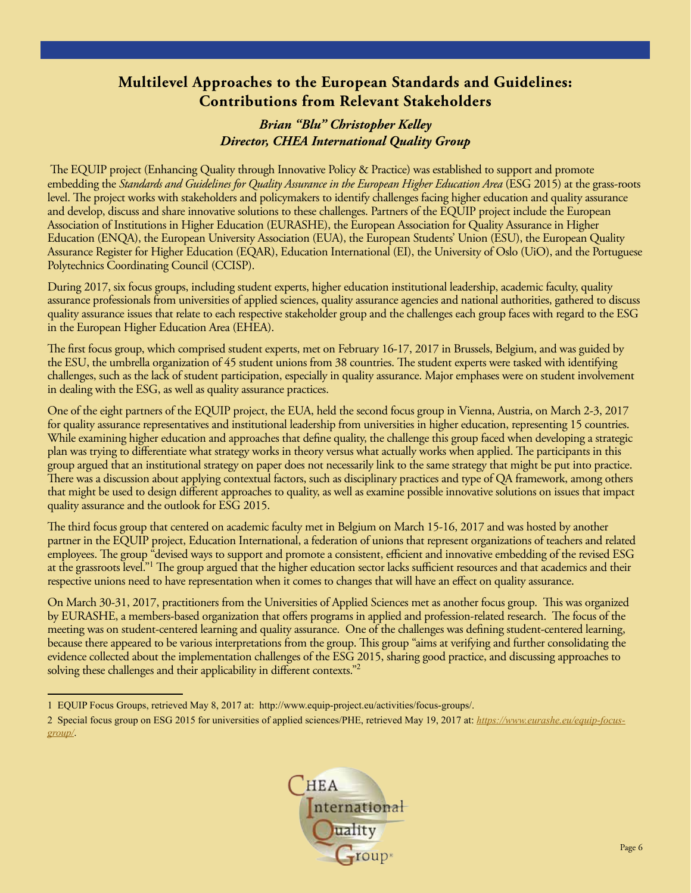## Multilevel Approaches to the European Standards and Guidelines: Contributions from Relevant Stakeholders

***Brian "Blu" Christopher Kelley***
***Director, CHEA International Quality Group***

The EQUIP project (Enhancing Quality through Innovative Policy & Practice) was established to support and promote embedding the *Standards and Guidelines for Quality Assurance in the European Higher Education Area* (ESG 2015) at the grass-roots level. The project works with stakeholders and policymakers to identify challenges facing higher education and quality assurance and develop, discuss and share innovative solutions to these challenges. Partners of the EQUIP project include the European Association of Institutions in Higher Education (EURASHE), the European Association for Quality Assurance in Higher Education (ENQA), the European University Association (EUA), the European Students' Union (ESU), the European Quality Assurance Register for Higher Education (EQAR), Education International (EI), the University of Oslo (UiO), and the Portuguese Polytechnics Coordinating Council (CCISP).

During 2017, six focus groups, including student experts, higher education institutional leadership, academic faculty, quality assurance professionals from universities of applied sciences, quality assurance agencies and national authorities, gathered to discuss quality assurance issues that relate to each respective stakeholder group and the challenges each group faces with regard to the ESG in the European Higher Education Area (EHEA).

The first focus group, which comprised student experts, met on February 16-17, 2017 in Brussels, Belgium, and was guided by the ESU, the umbrella organization of 45 student unions from 38 countries. The student experts were tasked with identifying challenges, such as the lack of student participation, especially in quality assurance. Major emphases were on student involvement in dealing with the ESG, as well as quality assurance practices.

One of the eight partners of the EQUIP project, the EUA, held the second focus group in Vienna, Austria, on March 2-3, 2017 for quality assurance representatives and institutional leadership from universities in higher education, representing 15 countries. While examining higher education and approaches that define quality, the challenge this group faced when developing a strategic plan was trying to differentiate what strategy works in theory versus what actually works when applied. The participants in this group argued that an institutional strategy on paper does not necessarily link to the same strategy that might be put into practice. There was a discussion about applying contextual factors, such as disciplinary practices and type of QA framework, among others that might be used to design different approaches to quality, as well as examine possible innovative solutions on issues that impact quality assurance and the outlook for ESG 2015.

The third focus group that centered on academic faculty met in Belgium on March 15-16, 2017 and was hosted by another partner in the EQUIP project, Education International, a federation of unions that represent organizations of teachers and related employees. The group "devised ways to support and promote a consistent, efficient and innovative embedding of the revised ESG at the grassroots level."[1] The group argued that the higher education sector lacks sufficient resources and that academics and their respective unions need to have representation when it comes to changes that will have an effect on quality assurance.

On March 30-31, 2017, practitioners from the Universities of Applied Sciences met as another focus group. This was organized by EURASHE, a members-based organization that offers programs in applied and profession-related research. The focus of the meeting was on student-centered learning and quality assurance. One of the challenges was defining student-centered learning, because there appeared to be various interpretations from the group. This group "aims at verifying and further consolidating the evidence collected about the implementation challenges of the ESG 2015, sharing good practice, and discussing approaches to solving these challenges and their applicability in different contexts."[2]

---

1 EQUIP Focus Groups, retrieved May 8, 2017 at: http://www.equip-project.eu/activities/focus-groups/.

2 Special focus group on ESG 2015 for universities of applied sciences/PHE, retrieved May 19, 2017 at: *https://www.eurashe.eu/equip-focus-group/*.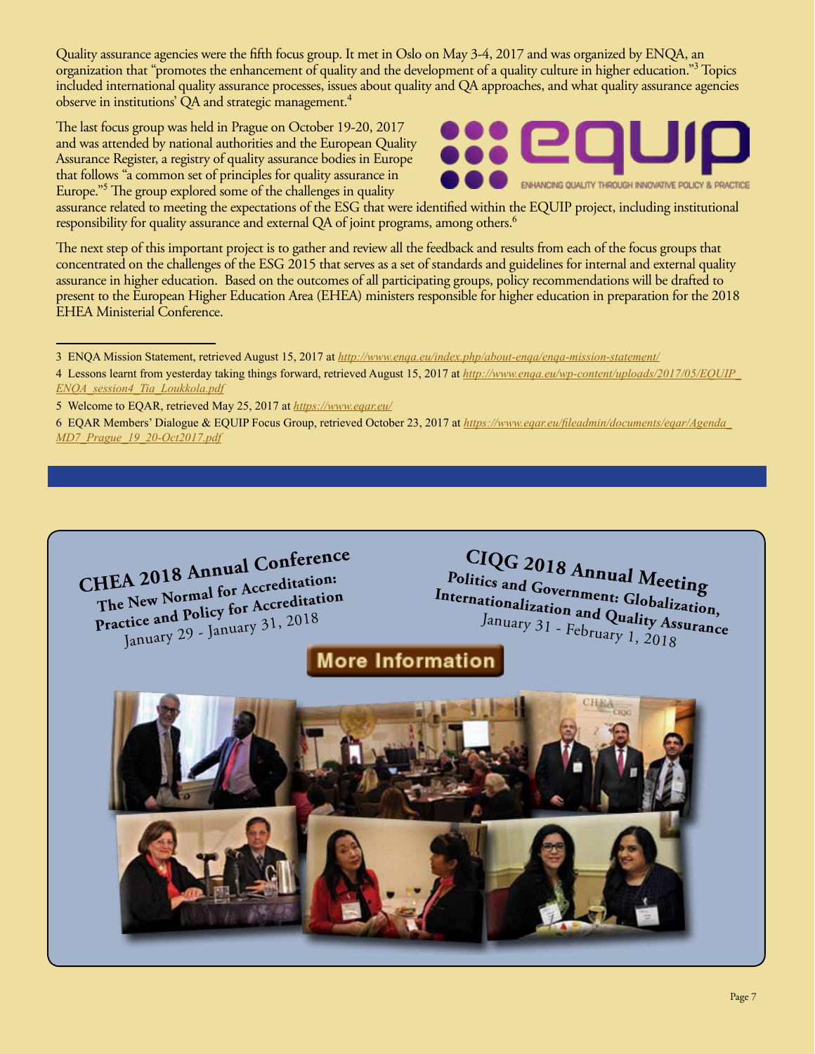Quality assurance agencies were the fifth focus group. It met in Oslo on May 3-4, 2017 and was organized by ENQA, an organization that "promotes the enhancement of quality and the development of a quality culture in higher education."[3] Topics included international quality assurance processes, issues about quality and QA approaches, and what quality assurance agencies observe in institutions' QA and strategic management.[4]

The last focus group was held in Prague on October 19-20, 2017 and was attended by national authorities and the European Quality Assurance Register, a registry of quality assurance bodies in Europe that follows "a common set of principles for quality assurance in Europe."[5] The group explored some of the challenges in quality assurance related to meeting the expectations of the ESG that were identified within the EQUIP project, including institutional responsibility for quality assurance and external QA of joint programs, among others.[6]

equip — ENHANCING QUALITY THROUGH INNOVATIVE POLICY & PRACTICE

The next step of this important project is to gather and review all the feedback and results from each of the focus groups that concentrated on the challenges of the ESG 2015 that serves as a set of standards and guidelines for internal and external quality assurance in higher education. Based on the outcomes of all participating groups, policy recommendations will be drafted to present to the European Higher Education Area (EHEA) ministers responsible for higher education in preparation for the 2018 EHEA Ministerial Conference.

---

3 ENQA Mission Statement, retrieved August 15, 2017 at *http://www.enqa.eu/index.php/about-enqa/enqa-mission-statement/*

4 Lessons learnt from yesterday taking things forward, retrieved August 15, 2017 at *http://www.enqa.eu/wp-content/uploads/2017/05/EQUIP_ENQA_session4_Tia_Loukkola.pdf*

5 Welcome to EQAR, retrieved May 25, 2017 at *https://www.eqar.eu/*

6 EQAR Members' Dialogue & EQUIP Focus Group, retrieved October 23, 2017 at *https://www.eqar.eu/fileadmin/documents/eqar/Agenda_MD7_Prague_19_20-Oct2017.pdf*

---

**CHEA 2018 Annual Conference**
**The New Normal for Accreditation: Practice and Policy for Accreditation**
January 29 - January 31, 2018

**CIQG 2018 Annual Meeting**
**Politics and Government: Globalization, Internationalization and Quality Assurance**
January 31 - February 1, 2018

**More Information**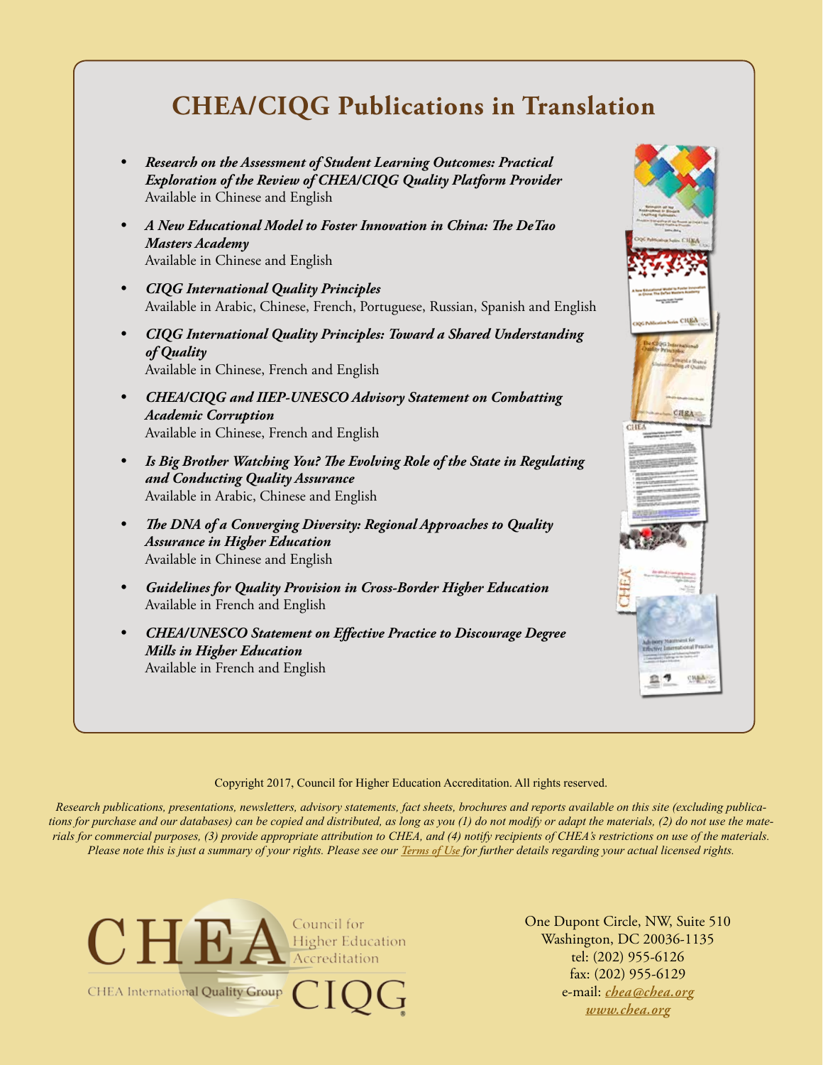# CHEA/CIQG Publications in Translation

- ***Research on the Assessment of Student Learning Outcomes: Practical Exploration of the Review of CHEA/CIQG Quality Platform Provider***
  Available in Chinese and English
- ***A New Educational Model to Foster Innovation in China: The DeTao Masters Academy***
  Available in Chinese and English
- ***CIQG International Quality Principles***
  Available in Arabic, Chinese, French, Portuguese, Russian, Spanish and English
- ***CIQG International Quality Principles: Toward a Shared Understanding of Quality***
  Available in Chinese, French and English
- ***CHEA/CIQG and IIEP-UNESCO Advisory Statement on Combatting Academic Corruption***
  Available in Chinese, French and English
- ***Is Big Brother Watching You? The Evolving Role of the State in Regulating and Conducting Quality Assurance***
  Available in Arabic, Chinese and English
- ***The DNA of a Converging Diversity: Regional Approaches to Quality Assurance in Higher Education***
  Available in Chinese and English
- ***Guidelines for Quality Provision in Cross-Border Higher Education***
  Available in French and English
- ***CHEA/UNESCO Statement on Effective Practice to Discourage Degree Mills in Higher Education***
  Available in French and English

Copyright 2017, Council for Higher Education Accreditation. All rights reserved.

*Research publications, presentations, newsletters, advisory statements, fact sheets, brochures and reports available on this site (excluding publications for purchase and our databases) can be copied and distributed, as long as you (1) do not modify or adapt the materials, (2) do not use the materials for commercial purposes, (3) provide appropriate attribution to CHEA, and (4) notify recipients of CHEA's restrictions on use of the materials. Please note this is just a summary of your rights. Please see our [Terms of Use](Terms of Use) for further details regarding your actual licensed rights.*

CHEA Council for Higher Education Accreditation
CHEA International Quality Group CIQG

One Dupont Circle, NW, Suite 510
Washington, DC 20036-1135
tel: (202) 955-6126
fax: (202) 955-6129
e-mail: *chea@chea.org*
*www.chea.org*